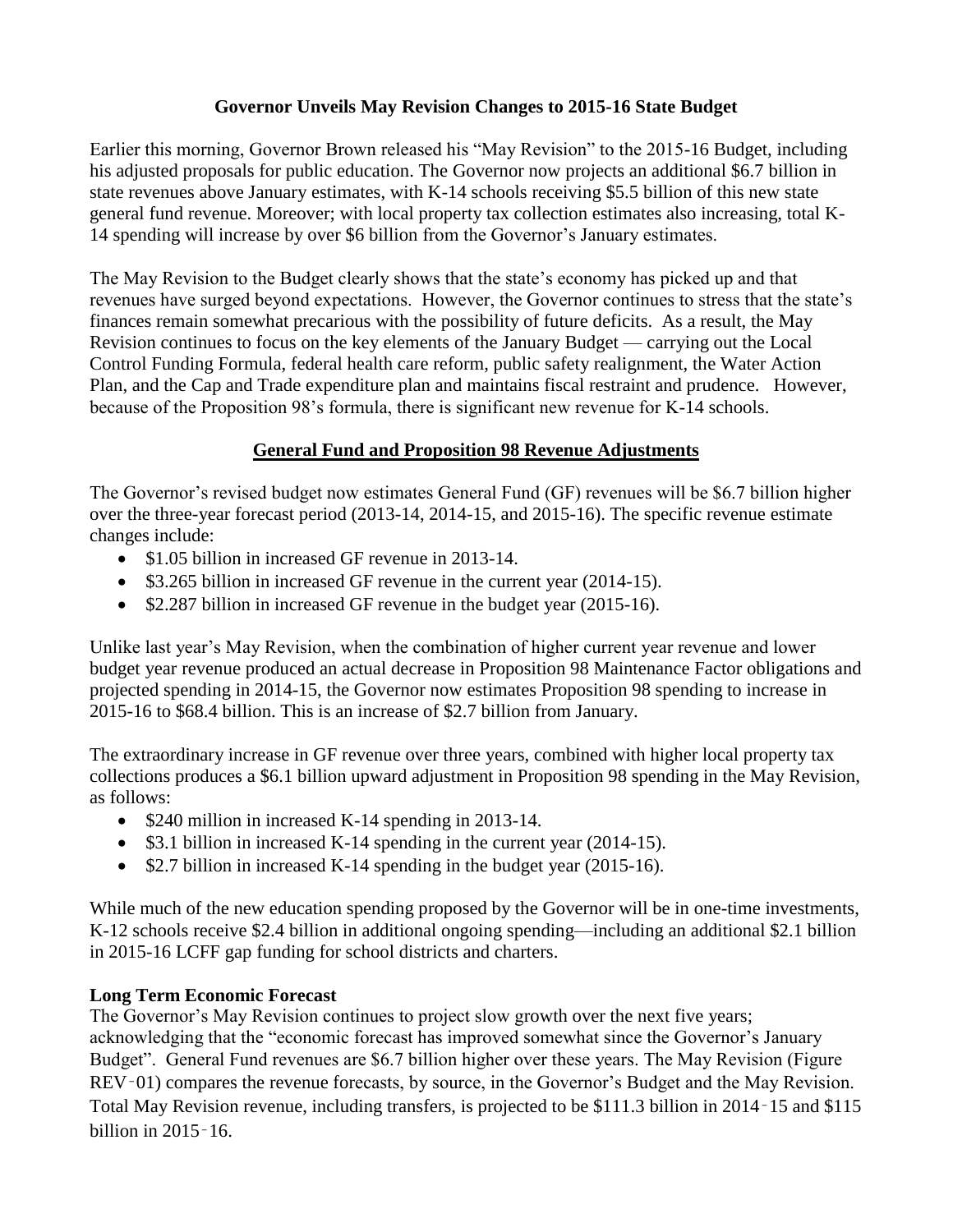# Governor Unveils May Revision Changes to 2015-16 State Budget

Earlier this morning, Governor Brown released his "May Revision" to the 2015-16 Budget, including his adjusted proposals for public education. The Governor now projects an additional $6.7 billion in state revenues above January estimates, with K-14 schools receiving $5.5 billion of this new state general fund revenue. Moreover; with local property tax collection estimates also increasing, total K-14 spending will increase by over $6 billion from the Governor's January estimates.

The May Revision to the Budget clearly shows that the state's economy has picked up and that revenues have surged beyond expectations. However, the Governor continues to stress that the state's finances remain somewhat precarious with the possibility of future deficits. As a result, the May Revision continues to focus on the key elements of the January Budget — carrying out the Local Control Funding Formula, federal health care reform, public safety realignment, the Water Action Plan, and the Cap and Trade expenditure plan and maintains fiscal restraint and prudence. However, because of the Proposition 98's formula, there is significant new revenue for K-14 schools.

## General Fund and Proposition 98 Revenue Adjustments

The Governor's revised budget now estimates General Fund (GF) revenues will be $6.7 billion higher over the three-year forecast period (2013-14, 2014-15, and 2015-16). The specific revenue estimate changes include:

- $1.05 billion in increased GF revenue in 2013-14.
- $3.265 billion in increased GF revenue in the current year (2014-15).
- $2.287 billion in increased GF revenue in the budget year (2015-16).

Unlike last year's May Revision, when the combination of higher current year revenue and lower budget year revenue produced an actual decrease in Proposition 98 Maintenance Factor obligations and projected spending in 2014-15, the Governor now estimates Proposition 98 spending to increase in 2015-16 to $68.4 billion. This is an increase of $2.7 billion from January.

The extraordinary increase in GF revenue over three years, combined with higher local property tax collections produces a $6.1 billion upward adjustment in Proposition 98 spending in the May Revision, as follows:

- $240 million in increased K-14 spending in 2013-14.
- $3.1 billion in increased K-14 spending in the current year (2014-15).
- $2.7 billion in increased K-14 spending in the budget year (2015-16).

While much of the new education spending proposed by the Governor will be in one-time investments, K-12 schools receive $2.4 billion in additional ongoing spending—including an additional $2.1 billion in 2015-16 LCFF gap funding for school districts and charters.

### Long Term Economic Forecast

The Governor's May Revision continues to project slow growth over the next five years; acknowledging that the "economic forecast has improved somewhat since the Governor's January Budget". General Fund revenues are $6.7 billion higher over these years. The May Revision (Figure REV-01) compares the revenue forecasts, by source, in the Governor's Budget and the May Revision. Total May Revision revenue, including transfers, is projected to be $111.3 billion in 2014-15 and $115 billion in 2015-16.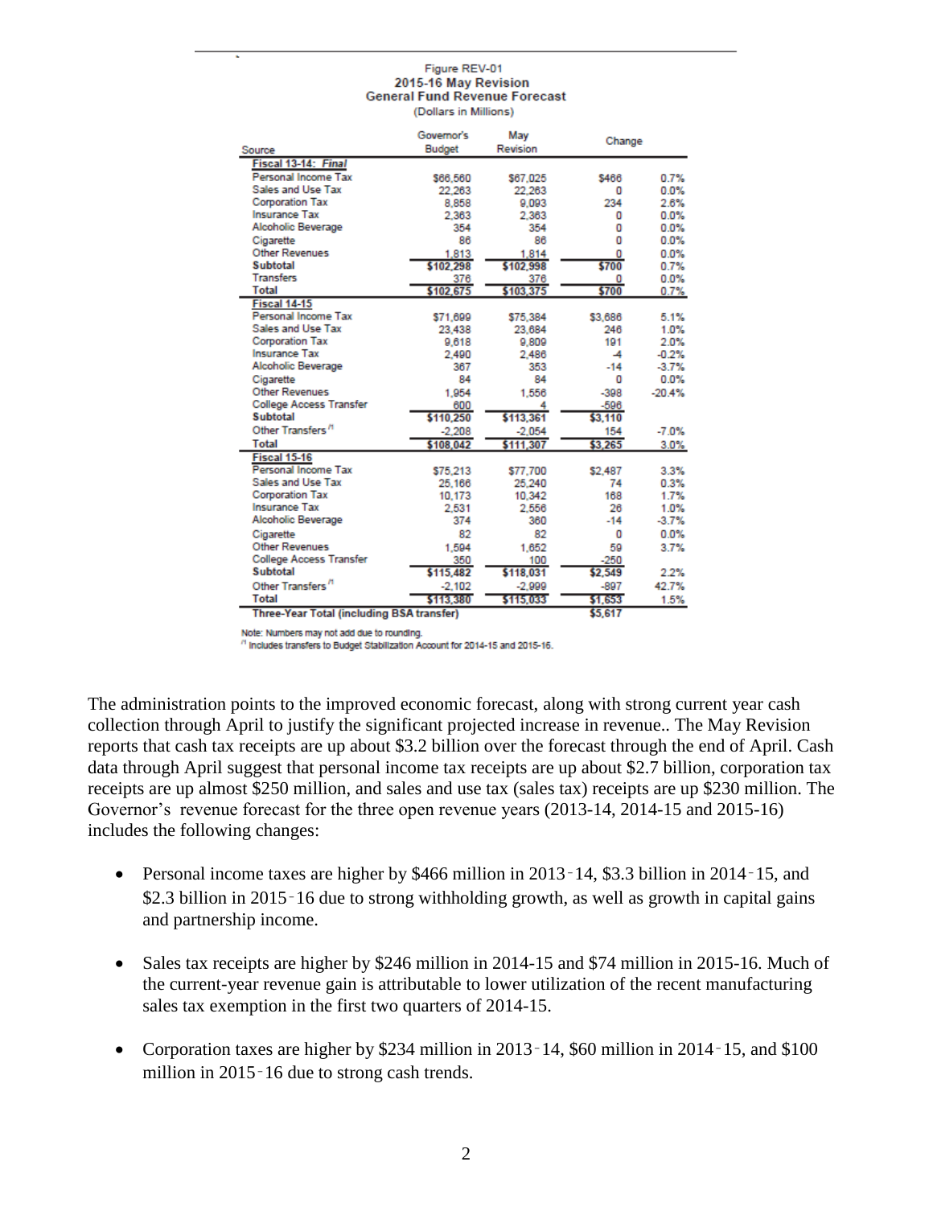Figure REV-01
**2015-16 May Revision**
**General Fund Revenue Forecast**
(Dollars in Millions)

| Source | Governor's Budget | May Revision | Change | |
|---|---|---|---|---|
| ***Fiscal 13-14: Final*** | | | | |
| Personal Income Tax | $66,560 | $67,025 | $466 | 0.7% |
| Sales and Use Tax | 22,263 | 22,263 | 0 | 0.0% |
| Corporation Tax | 8,858 | 9,093 | 234 | 2.6% |
| Insurance Tax | 2,363 | 2,363 | 0 | 0.0% |
| Alcoholic Beverage | 354 | 354 | 0 | 0.0% |
| Cigarette | 86 | 86 | 0 | 0.0% |
| Other Revenues | 1,813 | 1,814 | 0 | 0.0% |
| **Subtotal** | **$102,298** | **$102,998** | **$700** | 0.7% |
| Transfers | 376 | 376 | 0 | 0.0% |
| **Total** | **$102,675** | **$103,375** | **$700** | 0.7% |
| **Fiscal 14-15** | | | | |
| Personal Income Tax | $71,699 | $75,384 | $3,686 | 5.1% |
| Sales and Use Tax | 23,438 | 23,684 | 246 | 1.0% |
| Corporation Tax | 9,618 | 9,809 | 191 | 2.0% |
| Insurance Tax | 2,490 | 2,486 | -4 | -0.2% |
| Alcoholic Beverage | 367 | 353 | -14 | -3.7% |
| Cigarette | 84 | 84 | 0 | 0.0% |
| Other Revenues | 1,954 | 1,556 | -398 | -20.4% |
| College Access Transfer | 600 | 4 | -596 | |
| **Subtotal** | **$110,250** | **$113,361** | **$3,110** | |
| Other Transfers [/1] | -2,208 | -2,054 | 154 | -7.0% |
| **Total** | **$108,042** | **$111,307** | **$3,265** | 3.0% |
| **Fiscal 15-16** | | | | |
| Personal Income Tax | $75,213 | $77,700 | $2,487 | 3.3% |
| Sales and Use Tax | 25,166 | 25,240 | 74 | 0.3% |
| Corporation Tax | 10,173 | 10,342 | 168 | 1.7% |
| Insurance Tax | 2,531 | 2,556 | 26 | 1.0% |
| Alcoholic Beverage | 374 | 360 | -14 | -3.7% |
| Cigarette | 82 | 82 | 0 | 0.0% |
| Other Revenues | 1,594 | 1,652 | 59 | 3.7% |
| College Access Transfer | 350 | 100 | -250 | |
| **Subtotal** | **$115,482** | **$118,031** | **$2,549** | 2.2% |
| Other Transfers [/1] | -2,102 | -2,999 | -897 | 42.7% |
| **Total** | **$113,380** | **$115,033** | **$1,653** | 1.5% |
| **Three-Year Total (including BSA transfer)** | | | **$5,617** | |

Note: Numbers may not add due to rounding.
[/1] Includes transfers to Budget Stabilization Account for 2014-15 and 2015-16.

The administration points to the improved economic forecast, along with strong current year cash collection through April to justify the significant projected increase in revenue.. The May Revision reports that cash tax receipts are up about $3.2 billion over the forecast through the end of April. Cash data through April suggest that personal income tax receipts are up about $2.7 billion, corporation tax receipts are up almost $250 million, and sales and use tax (sales tax) receipts are up $230 million. The Governor's revenue forecast for the three open revenue years (2013-14, 2014-15 and 2015-16) includes the following changes:

- Personal income taxes are higher by $466 million in 2013‑14, $3.3 billion in 2014‑15, and $2.3 billion in 2015‑16 due to strong withholding growth, as well as growth in capital gains and partnership income.

- Sales tax receipts are higher by $246 million in 2014-15 and $74 million in 2015-16. Much of the current-year revenue gain is attributable to lower utilization of the recent manufacturing sales tax exemption in the first two quarters of 2014-15.

- Corporation taxes are higher by $234 million in 2013‑14, $60 million in 2014‑15, and $100 million in 2015‑16 due to strong cash trends.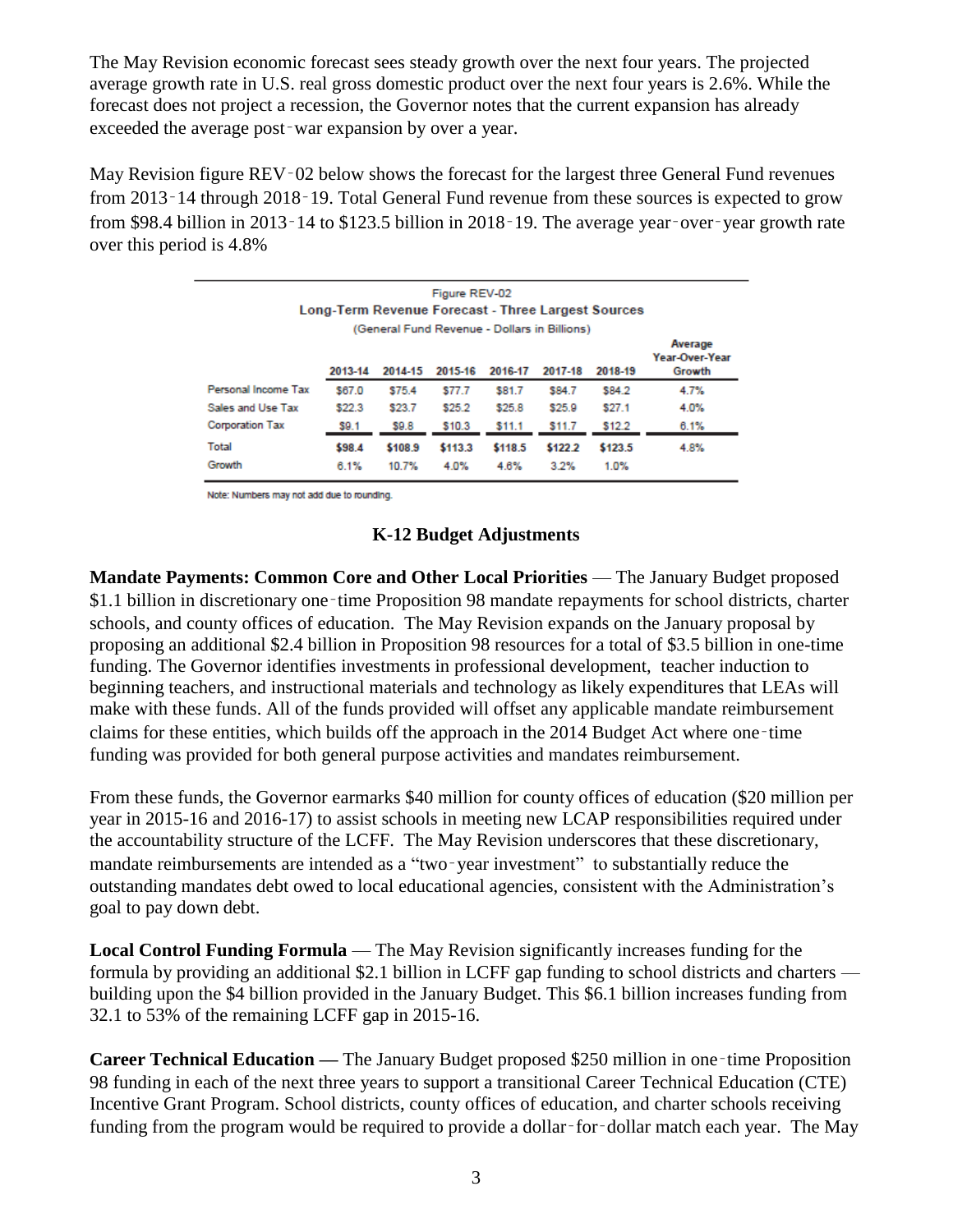The May Revision economic forecast sees steady growth over the next four years. The projected average growth rate in U.S. real gross domestic product over the next four years is 2.6%. While the forecast does not project a recession, the Governor notes that the current expansion has already exceeded the average post‑war expansion by over a year.

May Revision figure REV‑02 below shows the forecast for the largest three General Fund revenues from 2013‑14 through 2018‑19. Total General Fund revenue from these sources is expected to grow from $98.4 billion in 2013‑14 to $123.5 billion in 2018‑19. The average year‑over‑year growth rate over this period is 4.8%

Figure REV-02
Long-Term Revenue Forecast - Three Largest Sources
(General Fund Revenue - Dollars in Billions)

| | 2013-14 | 2014-15 | 2015-16 | 2016-17 | 2017-18 | 2018-19 | Average Year-Over-Year Growth |
|---|---|---|---|---|---|---|---|
| Personal Income Tax | $67.0 | $75.4 | $77.7 | $81.7 | $84.7 | $84.2 | 4.7% |
| Sales and Use Tax | $22.3 | $23.7 | $25.2 | $25.8 | $25.9 | $27.1 | 4.0% |
| Corporation Tax | $9.1 | $9.8 | $10.3 | $11.1 | $11.7 | $12.2 | 6.1% |
| Total | $98.4 | $108.9 | $113.3 | $118.5 | $122.2 | $123.5 | 4.8% |
| Growth | 6.1% | 10.7% | 4.0% | 4.6% | 3.2% | 1.0% | |

Note: Numbers may not add due to rounding.

## K-12 Budget Adjustments

**Mandate Payments: Common Core and Other Local Priorities** — The January Budget proposed $1.1 billion in discretionary one‑time Proposition 98 mandate repayments for school districts, charter schools, and county offices of education. The May Revision expands on the January proposal by proposing an additional $2.4 billion in Proposition 98 resources for a total of $3.5 billion in one-time funding. The Governor identifies investments in professional development, teacher induction to beginning teachers, and instructional materials and technology as likely expenditures that LEAs will make with these funds. All of the funds provided will offset any applicable mandate reimbursement claims for these entities, which builds off the approach in the 2014 Budget Act where one‑time funding was provided for both general purpose activities and mandates reimbursement.

From these funds, the Governor earmarks $40 million for county offices of education ($20 million per year in 2015-16 and 2016-17) to assist schools in meeting new LCAP responsibilities required under the accountability structure of the LCFF. The May Revision underscores that these discretionary, mandate reimbursements are intended as a "two‑year investment" to substantially reduce the outstanding mandates debt owed to local educational agencies, consistent with the Administration's goal to pay down debt.

**Local Control Funding Formula** — The May Revision significantly increases funding for the formula by providing an additional $2.1 billion in LCFF gap funding to school districts and charters — building upon the $4 billion provided in the January Budget. This $6.1 billion increases funding from 32.1 to 53% of the remaining LCFF gap in 2015-16.

**Career Technical Education —** The January Budget proposed $250 million in one‑time Proposition 98 funding in each of the next three years to support a transitional Career Technical Education (CTE) Incentive Grant Program. School districts, county offices of education, and charter schools receiving funding from the program would be required to provide a dollar‑for‑dollar match each year. The May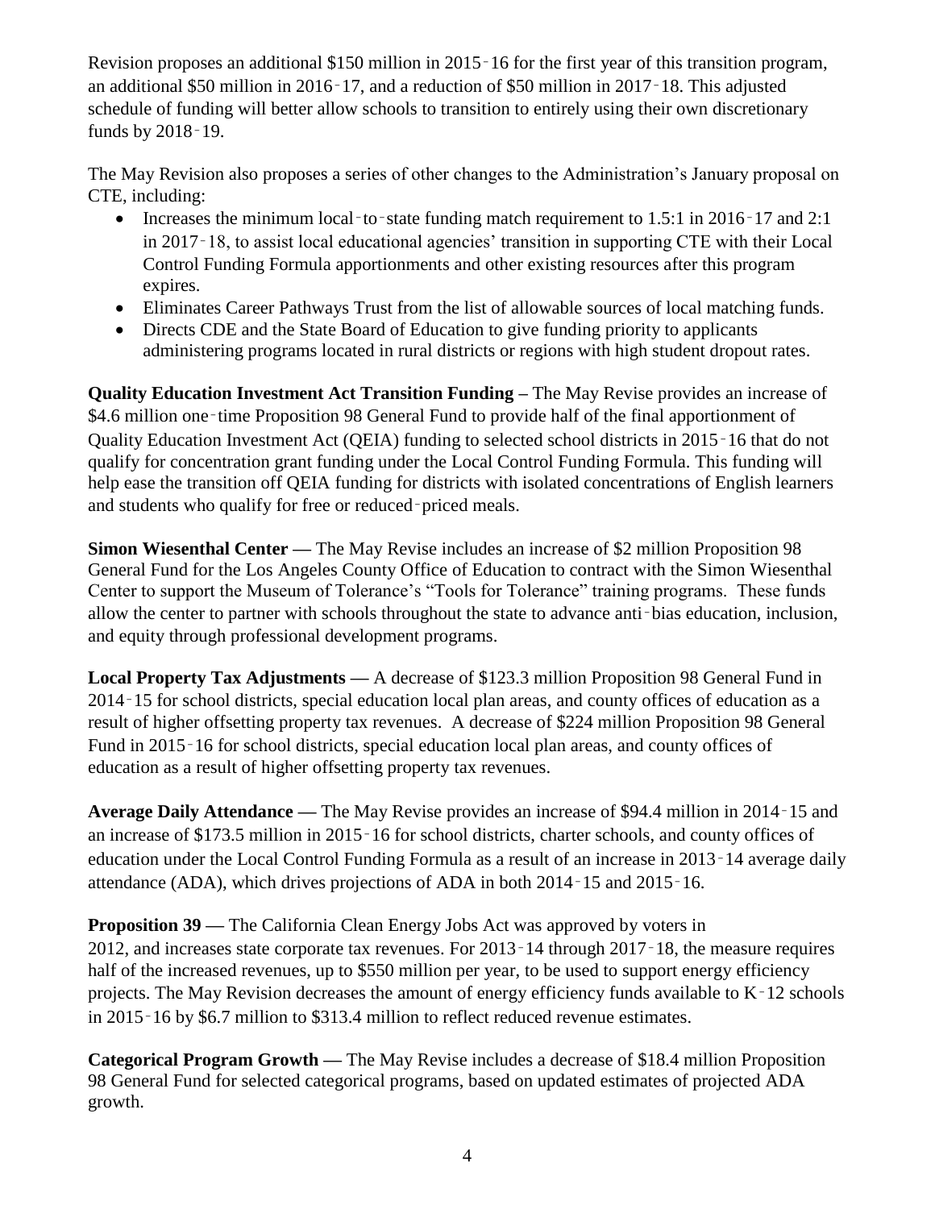Revision proposes an additional $150 million in 2015‑16 for the first year of this transition program, an additional $50 million in 2016‑17, and a reduction of $50 million in 2017‑18. This adjusted schedule of funding will better allow schools to transition to entirely using their own discretionary funds by 2018‑19.

The May Revision also proposes a series of other changes to the Administration's January proposal on CTE, including:

- Increases the minimum local‑to‑state funding match requirement to 1.5:1 in 2016‑17 and 2:1 in 2017‑18, to assist local educational agencies' transition in supporting CTE with their Local Control Funding Formula apportionments and other existing resources after this program expires.
- Eliminates Career Pathways Trust from the list of allowable sources of local matching funds.
- Directs CDE and the State Board of Education to give funding priority to applicants administering programs located in rural districts or regions with high student dropout rates.

**Quality Education Investment Act Transition Funding –** The May Revise provides an increase of $4.6 million one‑time Proposition 98 General Fund to provide half of the final apportionment of Quality Education Investment Act (QEIA) funding to selected school districts in 2015‑16 that do not qualify for concentration grant funding under the Local Control Funding Formula. This funding will help ease the transition off QEIA funding for districts with isolated concentrations of English learners and students who qualify for free or reduced‑priced meals.

**Simon Wiesenthal Center —** The May Revise includes an increase of $2 million Proposition 98 General Fund for the Los Angeles County Office of Education to contract with the Simon Wiesenthal Center to support the Museum of Tolerance's "Tools for Tolerance" training programs. These funds allow the center to partner with schools throughout the state to advance anti‑bias education, inclusion, and equity through professional development programs.

**Local Property Tax Adjustments —** A decrease of $123.3 million Proposition 98 General Fund in 2014‑15 for school districts, special education local plan areas, and county offices of education as a result of higher offsetting property tax revenues. A decrease of $224 million Proposition 98 General Fund in 2015‑16 for school districts, special education local plan areas, and county offices of education as a result of higher offsetting property tax revenues.

**Average Daily Attendance —** The May Revise provides an increase of $94.4 million in 2014‑15 and an increase of $173.5 million in 2015‑16 for school districts, charter schools, and county offices of education under the Local Control Funding Formula as a result of an increase in 2013‑14 average daily attendance (ADA), which drives projections of ADA in both 2014‑15 and 2015‑16.

**Proposition 39 —** The California Clean Energy Jobs Act was approved by voters in 2012, and increases state corporate tax revenues. For 2013‑14 through 2017‑18, the measure requires half of the increased revenues, up to $550 million per year, to be used to support energy efficiency projects. The May Revision decreases the amount of energy efficiency funds available to K‑12 schools in 2015‑16 by $6.7 million to $313.4 million to reflect reduced revenue estimates.

**Categorical Program Growth —** The May Revise includes a decrease of $18.4 million Proposition 98 General Fund for selected categorical programs, based on updated estimates of projected ADA growth.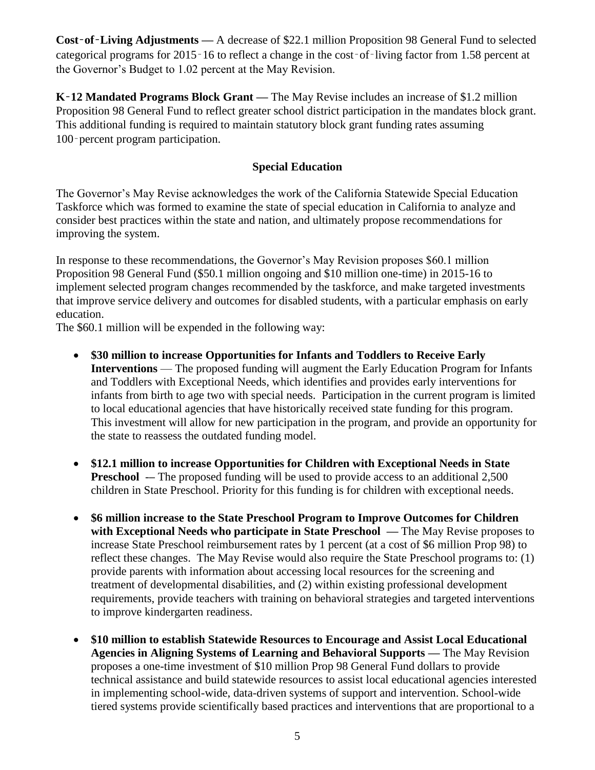**Cost‑of‑Living Adjustments —** A decrease of $22.1 million Proposition 98 General Fund to selected categorical programs for 2015‑16 to reflect a change in the cost‑of‑living factor from 1.58 percent at the Governor's Budget to 1.02 percent at the May Revision.

**K‑12 Mandated Programs Block Grant —** The May Revise includes an increase of $1.2 million Proposition 98 General Fund to reflect greater school district participation in the mandates block grant. This additional funding is required to maintain statutory block grant funding rates assuming 100‑percent program participation.

## Special Education

The Governor's May Revise acknowledges the work of the California Statewide Special Education Taskforce which was formed to examine the state of special education in California to analyze and consider best practices within the state and nation, and ultimately propose recommendations for improving the system.

In response to these recommendations, the Governor's May Revision proposes $60.1 million Proposition 98 General Fund ($50.1 million ongoing and $10 million one-time) in 2015-16 to implement selected program changes recommended by the taskforce, and make targeted investments that improve service delivery and outcomes for disabled students, with a particular emphasis on early education.

The $60.1 million will be expended in the following way:

- **$30 million to increase Opportunities for Infants and Toddlers to Receive Early Interventions** — The proposed funding will augment the Early Education Program for Infants and Toddlers with Exceptional Needs, which identifies and provides early interventions for infants from birth to age two with special needs. Participation in the current program is limited to local educational agencies that have historically received state funding for this program. This investment will allow for new participation in the program, and provide an opportunity for the state to reassess the outdated funding model.

- **$12.1 million to increase Opportunities for Children with Exceptional Needs in State Preschool** -– The proposed funding will be used to provide access to an additional 2,500 children in State Preschool. Priority for this funding is for children with exceptional needs.

- **$6 million increase to the State Preschool Program to Improve Outcomes for Children with Exceptional Needs who participate in State Preschool —** The May Revise proposes to increase State Preschool reimbursement rates by 1 percent (at a cost of $6 million Prop 98) to reflect these changes. The May Revise would also require the State Preschool programs to: (1) provide parents with information about accessing local resources for the screening and treatment of developmental disabilities, and (2) within existing professional development requirements, provide teachers with training on behavioral strategies and targeted interventions to improve kindergarten readiness.

- **$10 million to establish Statewide Resources to Encourage and Assist Local Educational Agencies in Aligning Systems of Learning and Behavioral Supports —** The May Revision proposes a one-time investment of $10 million Prop 98 General Fund dollars to provide technical assistance and build statewide resources to assist local educational agencies interested in implementing school-wide, data-driven systems of support and intervention. School-wide tiered systems provide scientifically based practices and interventions that are proportional to a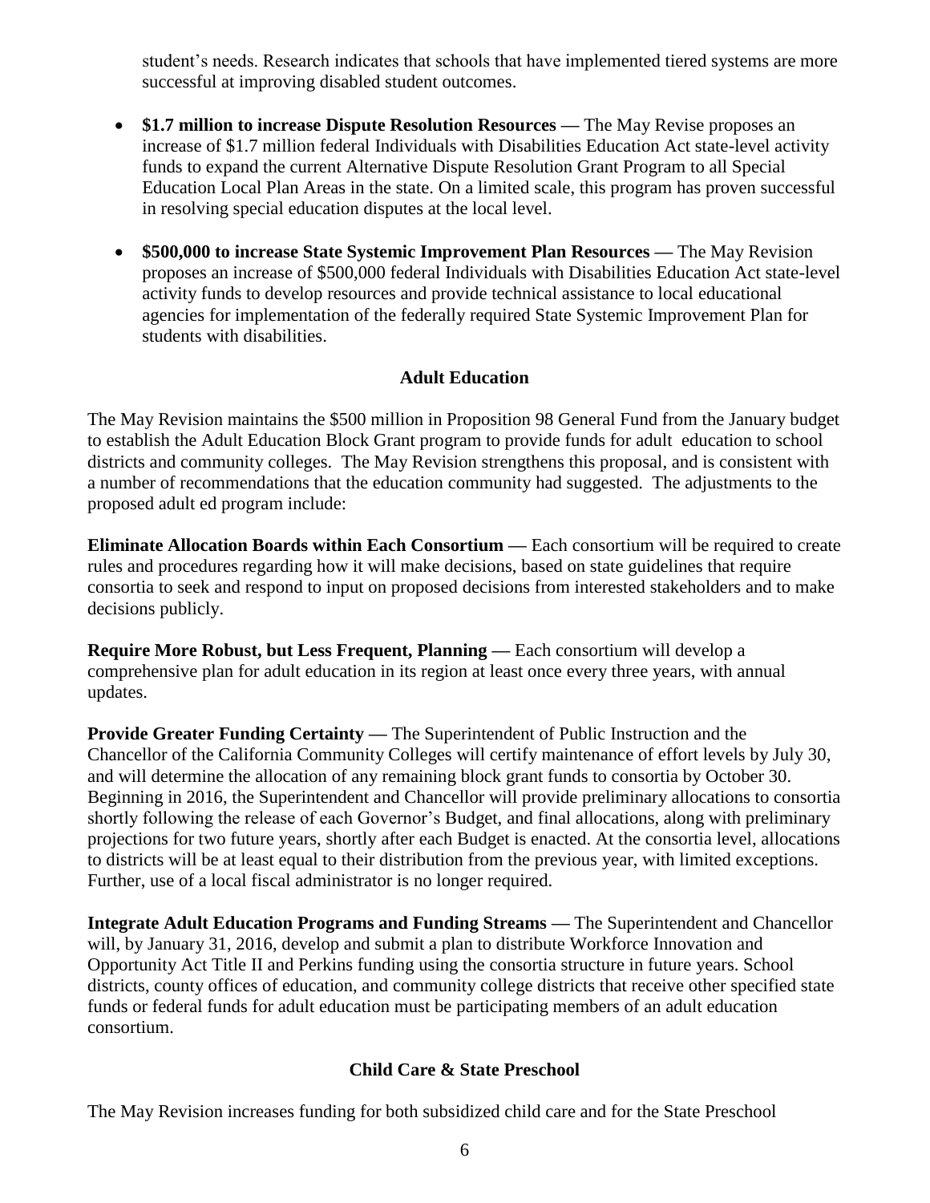student's needs. Research indicates that schools that have implemented tiered systems are more successful at improving disabled student outcomes.

- **$1.7 million to increase Dispute Resolution Resources —** The May Revise proposes an increase of $1.7 million federal Individuals with Disabilities Education Act state-level activity funds to expand the current Alternative Dispute Resolution Grant Program to all Special Education Local Plan Areas in the state. On a limited scale, this program has proven successful in resolving special education disputes at the local level.

- **$500,000 to increase State Systemic Improvement Plan Resources —** The May Revision proposes an increase of $500,000 federal Individuals with Disabilities Education Act state-level activity funds to develop resources and provide technical assistance to local educational agencies for implementation of the federally required State Systemic Improvement Plan for students with disabilities.

## Adult Education

The May Revision maintains the $500 million in Proposition 98 General Fund from the January budget to establish the Adult Education Block Grant program to provide funds for adult education to school districts and community colleges. The May Revision strengthens this proposal, and is consistent with a number of recommendations that the education community had suggested. The adjustments to the proposed adult ed program include:

**Eliminate Allocation Boards within Each Consortium —** Each consortium will be required to create rules and procedures regarding how it will make decisions, based on state guidelines that require consortia to seek and respond to input on proposed decisions from interested stakeholders and to make decisions publicly.

**Require More Robust, but Less Frequent, Planning —** Each consortium will develop a comprehensive plan for adult education in its region at least once every three years, with annual updates.

**Provide Greater Funding Certainty —** The Superintendent of Public Instruction and the Chancellor of the California Community Colleges will certify maintenance of effort levels by July 30, and will determine the allocation of any remaining block grant funds to consortia by October 30. Beginning in 2016, the Superintendent and Chancellor will provide preliminary allocations to consortia shortly following the release of each Governor's Budget, and final allocations, along with preliminary projections for two future years, shortly after each Budget is enacted. At the consortia level, allocations to districts will be at least equal to their distribution from the previous year, with limited exceptions. Further, use of a local fiscal administrator is no longer required.

**Integrate Adult Education Programs and Funding Streams —** The Superintendent and Chancellor will, by January 31, 2016, develop and submit a plan to distribute Workforce Innovation and Opportunity Act Title II and Perkins funding using the consortia structure in future years. School districts, county offices of education, and community college districts that receive other specified state funds or federal funds for adult education must be participating members of an adult education consortium.

## Child Care & State Preschool

The May Revision increases funding for both subsidized child care and for the State Preschool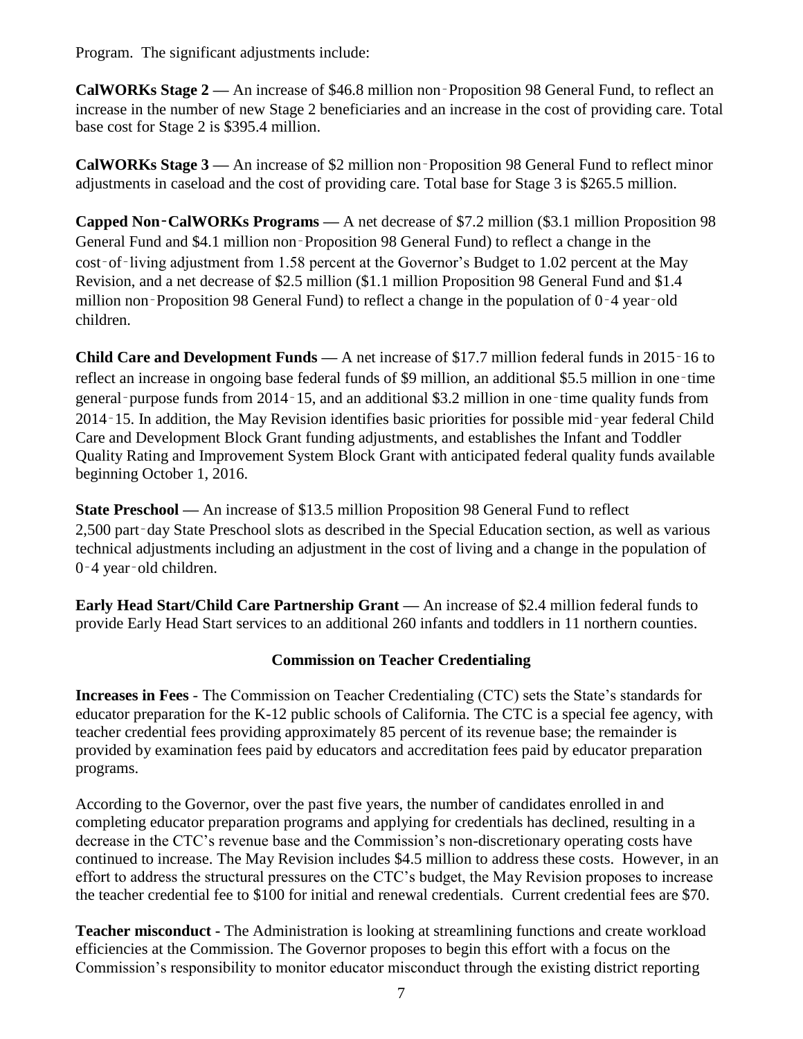Program. The significant adjustments include:

**CalWORKs Stage 2 —** An increase of $46.8 million non‑Proposition 98 General Fund, to reflect an increase in the number of new Stage 2 beneficiaries and an increase in the cost of providing care. Total base cost for Stage 2 is $395.4 million.

**CalWORKs Stage 3 —** An increase of $2 million non‑Proposition 98 General Fund to reflect minor adjustments in caseload and the cost of providing care. Total base for Stage 3 is $265.5 million.

**Capped Non‑CalWORKs Programs —** A net decrease of $7.2 million ($3.1 million Proposition 98 General Fund and $4.1 million non‑Proposition 98 General Fund) to reflect a change in the cost‑of‑living adjustment from 1.58 percent at the Governor's Budget to 1.02 percent at the May Revision, and a net decrease of $2.5 million ($1.1 million Proposition 98 General Fund and $1.4 million non‑Proposition 98 General Fund) to reflect a change in the population of 0‑4 year‑old children.

**Child Care and Development Funds —** A net increase of $17.7 million federal funds in 2015‑16 to reflect an increase in ongoing base federal funds of $9 million, an additional $5.5 million in one‑time general‑purpose funds from 2014‑15, and an additional $3.2 million in one‑time quality funds from 2014‑15. In addition, the May Revision identifies basic priorities for possible mid‑year federal Child Care and Development Block Grant funding adjustments, and establishes the Infant and Toddler Quality Rating and Improvement System Block Grant with anticipated federal quality funds available beginning October 1, 2016.

**State Preschool —** An increase of $13.5 million Proposition 98 General Fund to reflect 2,500 part‑day State Preschool slots as described in the Special Education section, as well as various technical adjustments including an adjustment in the cost of living and a change in the population of 0‑4 year‑old children.

**Early Head Start/Child Care Partnership Grant —** An increase of $2.4 million federal funds to provide Early Head Start services to an additional 260 infants and toddlers in 11 northern counties.

## Commission on Teacher Credentialing

**Increases in Fees** - The Commission on Teacher Credentialing (CTC) sets the State's standards for educator preparation for the K-12 public schools of California. The CTC is a special fee agency, with teacher credential fees providing approximately 85 percent of its revenue base; the remainder is provided by examination fees paid by educators and accreditation fees paid by educator preparation programs.

According to the Governor, over the past five years, the number of candidates enrolled in and completing educator preparation programs and applying for credentials has declined, resulting in a decrease in the CTC's revenue base and the Commission's non-discretionary operating costs have continued to increase. The May Revision includes $4.5 million to address these costs. However, in an effort to address the structural pressures on the CTC's budget, the May Revision proposes to increase the teacher credential fee to $100 for initial and renewal credentials. Current credential fees are $70.

**Teacher misconduct -** The Administration is looking at streamlining functions and create workload efficiencies at the Commission. The Governor proposes to begin this effort with a focus on the Commission's responsibility to monitor educator misconduct through the existing district reporting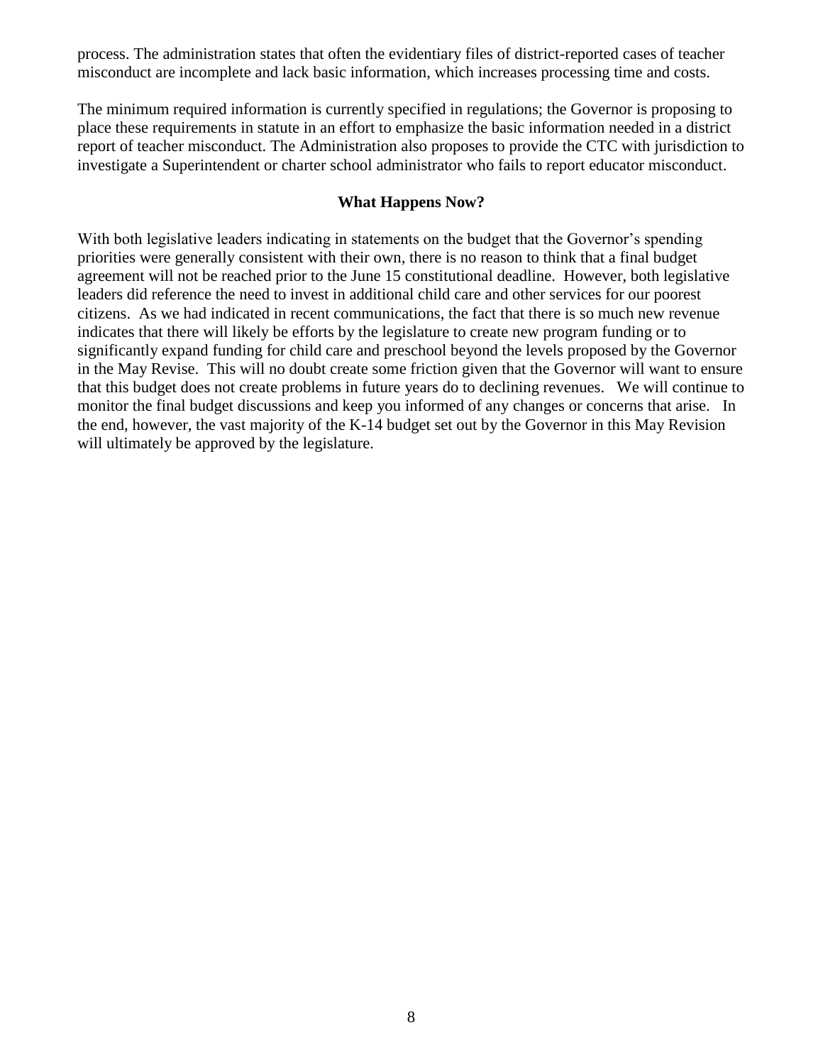process. The administration states that often the evidentiary files of district-reported cases of teacher misconduct are incomplete and lack basic information, which increases processing time and costs.

The minimum required information is currently specified in regulations; the Governor is proposing to place these requirements in statute in an effort to emphasize the basic information needed in a district report of teacher misconduct. The Administration also proposes to provide the CTC with jurisdiction to investigate a Superintendent or charter school administrator who fails to report educator misconduct.

## What Happens Now?

With both legislative leaders indicating in statements on the budget that the Governor's spending priorities were generally consistent with their own, there is no reason to think that a final budget agreement will not be reached prior to the June 15 constitutional deadline. However, both legislative leaders did reference the need to invest in additional child care and other services for our poorest citizens. As we had indicated in recent communications, the fact that there is so much new revenue indicates that there will likely be efforts by the legislature to create new program funding or to significantly expand funding for child care and preschool beyond the levels proposed by the Governor in the May Revise. This will no doubt create some friction given that the Governor will want to ensure that this budget does not create problems in future years do to declining revenues. We will continue to monitor the final budget discussions and keep you informed of any changes or concerns that arise. In the end, however, the vast majority of the K-14 budget set out by the Governor in this May Revision will ultimately be approved by the legislature.